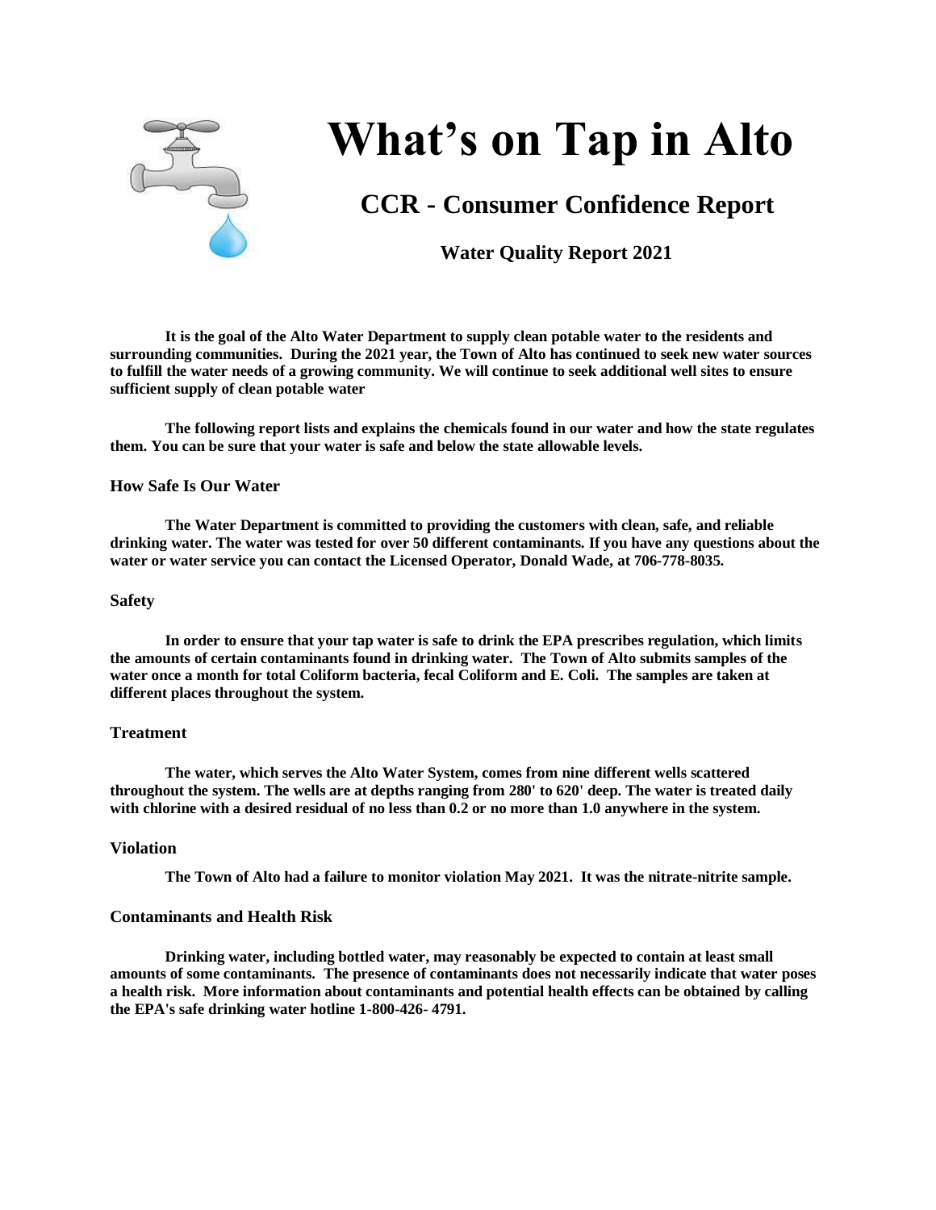# What's on Tap in Alto

## CCR - Consumer Confidence Report

### Water Quality Report 2021

**It is the goal of the Alto Water Department to supply clean potable water to the residents and surrounding communities. During the 2021 year, the Town of Alto has continued to seek new water sources to fulfill the water needs of a growing community. We will continue to seek additional well sites to ensure sufficient supply of clean potable water**

**The following report lists and explains the chemicals found in our water and how the state regulates them. You can be sure that your water is safe and below the state allowable levels.**

### How Safe Is Our Water

**The Water Department is committed to providing the customers with clean, safe, and reliable drinking water. The water was tested for over 50 different contaminants. If you have any questions about the water or water service you can contact the Licensed Operator, Donald Wade, at 706-778-8035.**

### Safety

**In order to ensure that your tap water is safe to drink the EPA prescribes regulation, which limits the amounts of certain contaminants found in drinking water. The Town of Alto submits samples of the water once a month for total Coliform bacteria, fecal Coliform and E. Coli. The samples are taken at different places throughout the system.**

### Treatment

**The water, which serves the Alto Water System, comes from nine different wells scattered throughout the system. The wells are at depths ranging from 280' to 620' deep. The water is treated daily with chlorine with a desired residual of no less than 0.2 or no more than 1.0 anywhere in the system.**

### Violation

**The Town of Alto had a failure to monitor violation May 2021. It was the nitrate-nitrite sample.**

### Contaminants and Health Risk

**Drinking water, including bottled water, may reasonably be expected to contain at least small amounts of some contaminants. The presence of contaminants does not necessarily indicate that water poses a health risk. More information about contaminants and potential health effects can be obtained by calling the EPA's safe drinking water hotline 1-800-426- 4791.**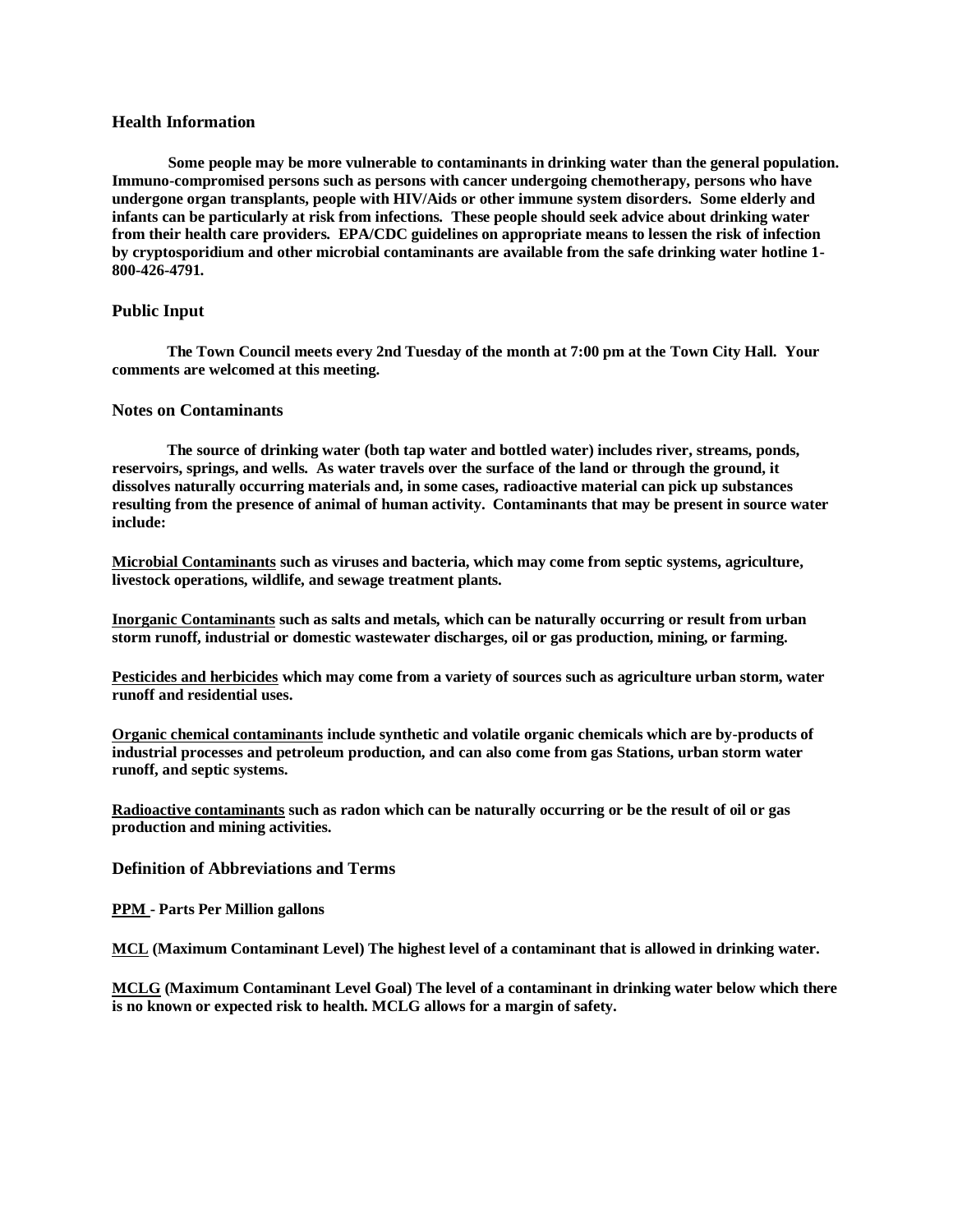## Health Information

**Some people may be more vulnerable to contaminants in drinking water than the general population. Immuno-compromised persons such as persons with cancer undergoing chemotherapy, persons who have undergone organ transplants, people with HIV/Aids or other immune system disorders. Some elderly and infants can be particularly at risk from infections. These people should seek advice about drinking water from their health care providers. EPA/CDC guidelines on appropriate means to lessen the risk of infection by cryptosporidium and other microbial contaminants are available from the safe drinking water hotline 1-800-426-4791.**

## Public Input

**The Town Council meets every 2nd Tuesday of the month at 7:00 pm at the Town City Hall. Your comments are welcomed at this meeting.**

## Notes on Contaminants

**The source of drinking water (both tap water and bottled water) includes river, streams, ponds, reservoirs, springs, and wells. As water travels over the surface of the land or through the ground, it dissolves naturally occurring materials and, in some cases, radioactive material can pick up substances resulting from the presence of animal of human activity. Contaminants that may be present in source water include:**

**<u>Microbial Contaminants</u> such as viruses and bacteria, which may come from septic systems, agriculture, livestock operations, wildlife, and sewage treatment plants.**

**<u>Inorganic Contaminants</u> such as salts and metals, which can be naturally occurring or result from urban storm runoff, industrial or domestic wastewater discharges, oil or gas production, mining, or farming.**

**<u>Pesticides and herbicides</u> which may come from a variety of sources such as agriculture urban storm, water runoff and residential uses.**

**<u>Organic chemical contaminants</u> include synthetic and volatile organic chemicals which are by-products of industrial processes and petroleum production, and can also come from gas Stations, urban storm water runoff, and septic systems.**

**<u>Radioactive contaminants</u> such as radon which can be naturally occurring or be the result of oil or gas production and mining activities.**

## Definition of Abbreviations and Terms

**<u>PPM</u> - Parts Per Million gallons**

**<u>MCL</u> (Maximum Contaminant Level) The highest level of a contaminant that is allowed in drinking water.**

**<u>MCLG</u> (Maximum Contaminant Level Goal) The level of a contaminant in drinking water below which there is no known or expected risk to health. MCLG allows for a margin of safety.**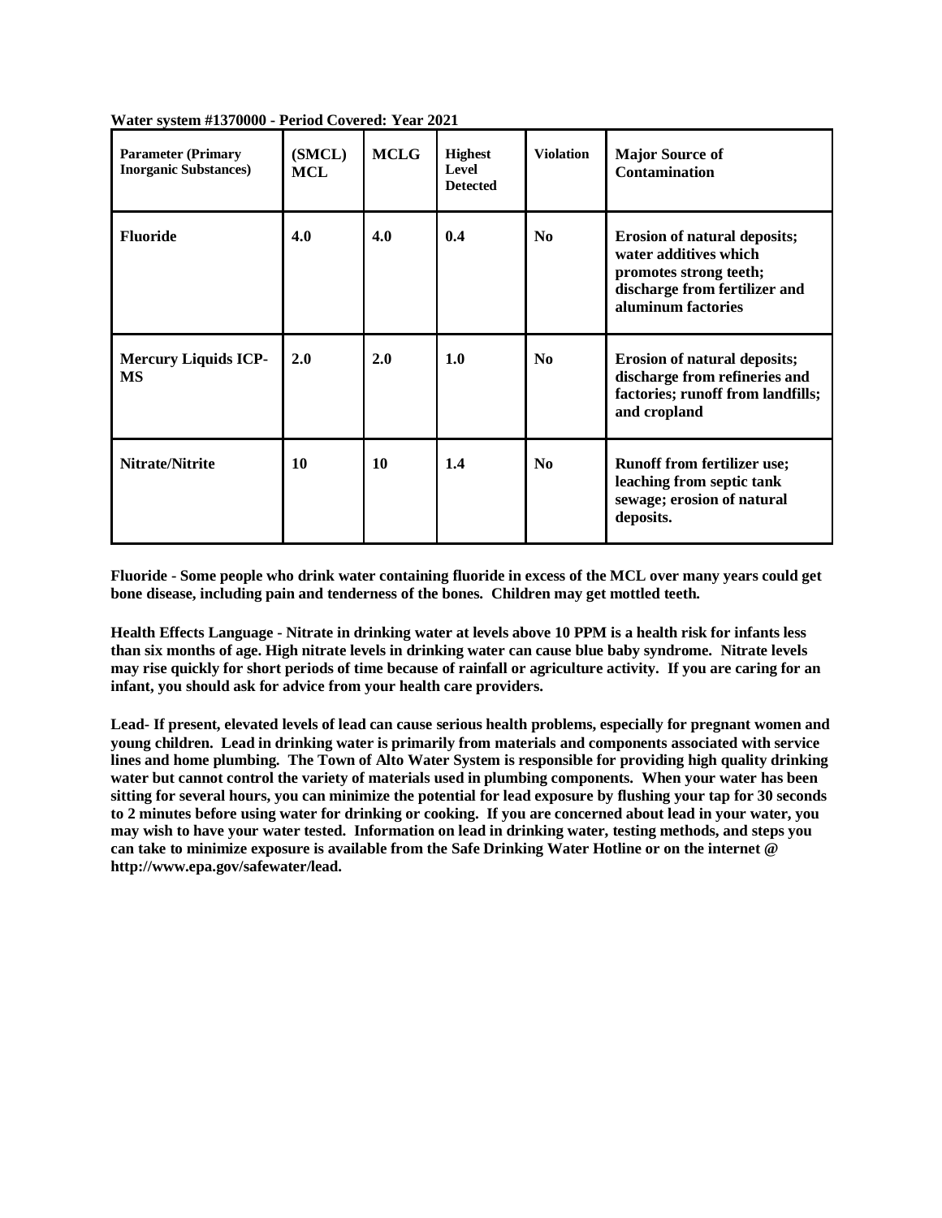**Water system #1370000 - Period Covered: Year 2021**

| Parameter (Primary Inorganic Substances) | (SMCL) MCL | MCLG | Highest Level Detected | Violation | Major Source of Contamination |
|---|---|---|---|---|---|
| **Fluoride** | **4.0** | **4.0** | **0.4** | **No** | **Erosion of natural deposits; water additives which promotes strong teeth; discharge from fertilizer and aluminum factories** |
| **Mercury Liquids ICP-MS** | **2.0** | **2.0** | **1.0** | **No** | **Erosion of natural deposits; discharge from refineries and factories; runoff from landfills; and cropland** |
| **Nitrate/Nitrite** | **10** | **10** | **1.4** | **No** | **Runoff from fertilizer use; leaching from septic tank sewage; erosion of natural deposits.** |

**Fluoride - Some people who drink water containing fluoride in excess of the MCL over many years could get bone disease, including pain and tenderness of the bones. Children may get mottled teeth.**

**Health Effects Language - Nitrate in drinking water at levels above 10 PPM is a health risk for infants less than six months of age. High nitrate levels in drinking water can cause blue baby syndrome. Nitrate levels may rise quickly for short periods of time because of rainfall or agriculture activity. If you are caring for an infant, you should ask for advice from your health care providers.**

**Lead- If present, elevated levels of lead can cause serious health problems, especially for pregnant women and young children. Lead in drinking water is primarily from materials and components associated with service lines and home plumbing. The Town of Alto Water System is responsible for providing high quality drinking water but cannot control the variety of materials used in plumbing components. When your water has been sitting for several hours, you can minimize the potential for lead exposure by flushing your tap for 30 seconds to 2 minutes before using water for drinking or cooking. If you are concerned about lead in your water, you may wish to have your water tested. Information on lead in drinking water, testing methods, and steps you can take to minimize exposure is available from the Safe Drinking Water Hotline or on the internet @ http://www.epa.gov/safewater/lead.**